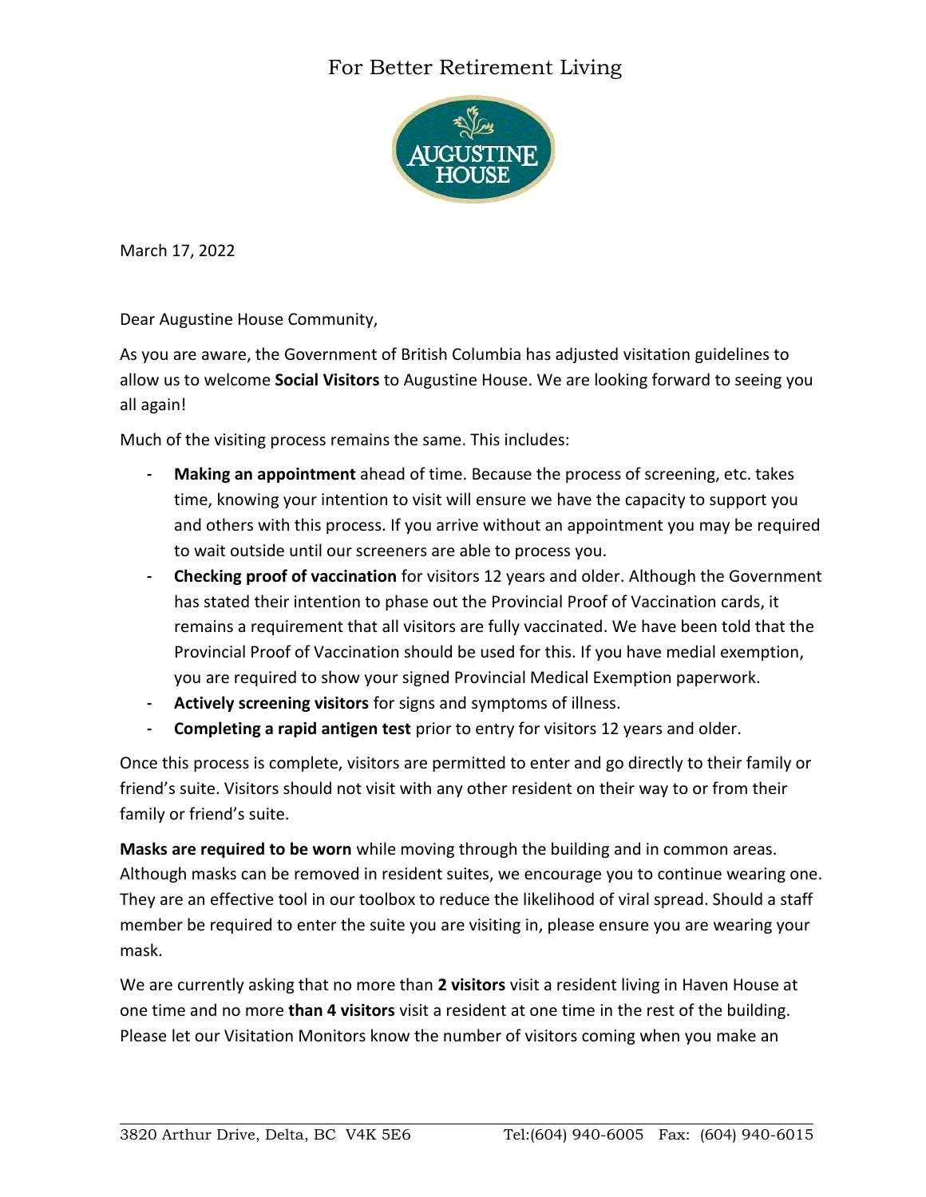For Better Retirement Living

AUGUSTINE HOUSE

March 17, 2022

Dear Augustine House Community,

As you are aware, the Government of British Columbia has adjusted visitation guidelines to allow us to welcome **Social Visitors** to Augustine House. We are looking forward to seeing you all again!

Much of the visiting process remains the same. This includes:

- **Making an appointment** ahead of time. Because the process of screening, etc. takes time, knowing your intention to visit will ensure we have the capacity to support you and others with this process. If you arrive without an appointment you may be required to wait outside until our screeners are able to process you.
- **Checking proof of vaccination** for visitors 12 years and older. Although the Government has stated their intention to phase out the Provincial Proof of Vaccination cards, it remains a requirement that all visitors are fully vaccinated. We have been told that the Provincial Proof of Vaccination should be used for this. If you have medial exemption, you are required to show your signed Provincial Medical Exemption paperwork.
- **Actively screening visitors** for signs and symptoms of illness.
- **Completing a rapid antigen test** prior to entry for visitors 12 years and older.

Once this process is complete, visitors are permitted to enter and go directly to their family or friend's suite. Visitors should not visit with any other resident on their way to or from their family or friend's suite.

**Masks are required to be worn** while moving through the building and in common areas. Although masks can be removed in resident suites, we encourage you to continue wearing one. They are an effective tool in our toolbox to reduce the likelihood of viral spread. Should a staff member be required to enter the suite you are visiting in, please ensure you are wearing your mask.

We are currently asking that no more than **2 visitors** visit a resident living in Haven House at one time and no more **than 4 visitors** visit a resident at one time in the rest of the building. Please let our Visitation Monitors know the number of visitors coming when you make an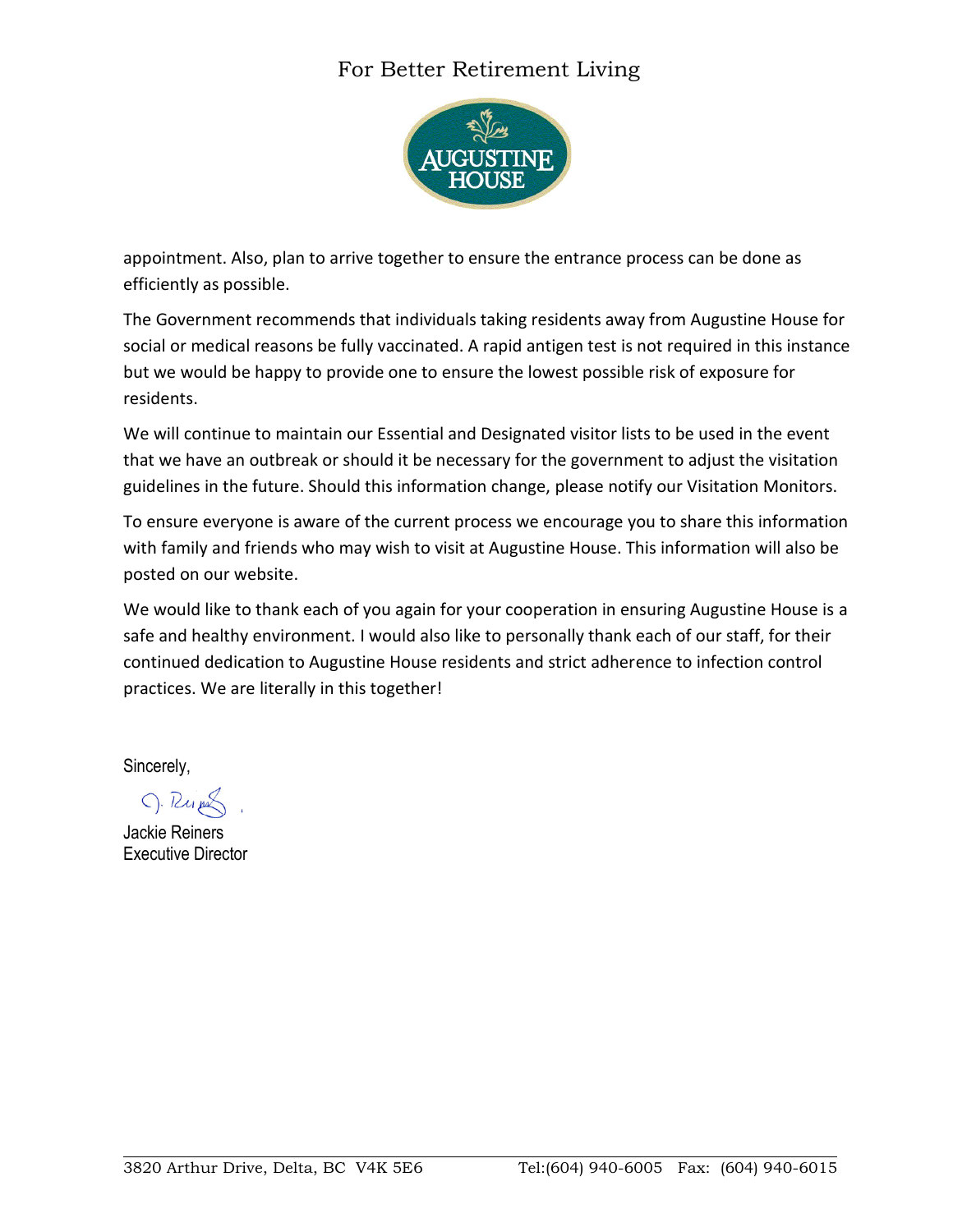appointment. Also, plan to arrive together to ensure the entrance process can be done as efficiently as possible.

The Government recommends that individuals taking residents away from Augustine House for social or medical reasons be fully vaccinated. A rapid antigen test is not required in this instance but we would be happy to provide one to ensure the lowest possible risk of exposure for residents.

We will continue to maintain our Essential and Designated visitor lists to be used in the event that we have an outbreak or should it be necessary for the government to adjust the visitation guidelines in the future. Should this information change, please notify our Visitation Monitors.

To ensure everyone is aware of the current process we encourage you to share this information with family and friends who may wish to visit at Augustine House. This information will also be posted on our website.

We would like to thank each of you again for your cooperation in ensuring Augustine House is a safe and healthy environment. I would also like to personally thank each of our staff, for their continued dedication to Augustine House residents and strict adherence to infection control practices. We are literally in this together!

Sincerely,

Jackie Reiners
Executive Director